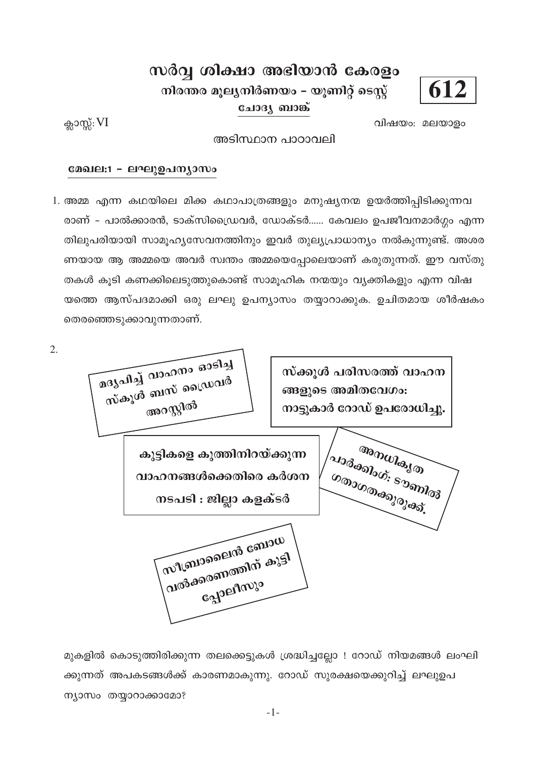# സർവ്വ ശിക്ഷാ അഭിയാൻ കേരളം

## നിരന്തര മൂല്യനിർണയം - യൂണിറ്റ് ടെസ്റ്റ്

**ചോദ്യ ബാങ്ക്**

**612**

ക്ലാസ്സ്: VI

വിഷയം: മലയാളം

അടിസ്ഥാന പാഠാവലി

### മേഖല:1 - ലഘുഉപന്യാസം

1. അമ്മ എന്ന കഥയിലെ മിക്ക കഥാപാത്രങ്ങളും മനുഷ്യനന്മ ഉയർത്തിപ്പിടിക്കുന്നവരാണ് - പാൽക്കാരൻ, ടാക്സിഡ്രൈവർ, ഡോക്ടർ...... കേവലം ഉപജീവനമാർഗ്ഗം എന്നതിലുപരിയായി സാമൂഹ്യസേവനത്തിനും ഇവർ തുല്യപ്രാധാന്യം നൽകുന്നുണ്ട്. അശരണയായ ആ അമ്മയെ അവർ സ്വന്തം അമ്മയെപ്പോലെയാണ് കരുതുന്നത്. ഈ വസ്തുതകൾ കൂടി കണക്കിലെടുത്തുകൊണ്ട് സാമൂഹിക നന്മയും വ്യക്തികളും എന്ന വിഷയത്തെ ആസ്പദമാക്കി ഒരു ലഘു ഉപന്യാസം തയ്യാറാക്കുക. ഉചിതമായ ശീർഷകം തെരഞ്ഞെടുക്കാവുന്നതാണ്.

2.

- മദ്യപിച്ച് വാഹനം ഓടിച്ച സ്കൂൾ ബസ് ഡ്രൈവർ അറസ്റ്റിൽ
- സ്ക്കൂൾ പരിസരത്ത് വാഹനങ്ങളുടെ അമിതവേഗം: നാട്ടുകാർ റോഡ് ഉപരോധിച്ചു.
- കുട്ടികളെ കുത്തിനിറയ്ക്കുന്ന വാഹനങ്ങൾക്കെതിരെ കർശന നടപടി : ജില്ലാ കളക്ടർ
- അനധികൃത പാർക്കിംഗ്: ടൗണിൽ ഗതാഗതക്കുരുക്ക്.
- സീബ്രാലൈൻ ബോധവൽക്കരണത്തിന് കുട്ടിപ്പോലീസും

മുകളിൽ കൊടുത്തിരിക്കുന്ന തലക്കെട്ടുകൾ ശ്രദ്ധിച്ചല്ലോ ! റോഡ് നിയമങ്ങൾ ലംഘിക്കുന്നത് അപകടങ്ങൾക്ക് കാരണമാകുന്നു. റോഡ് സുരക്ഷയെക്കുറിച്ച് ലഘുഉപന്യാസം തയ്യാറാക്കാമോ?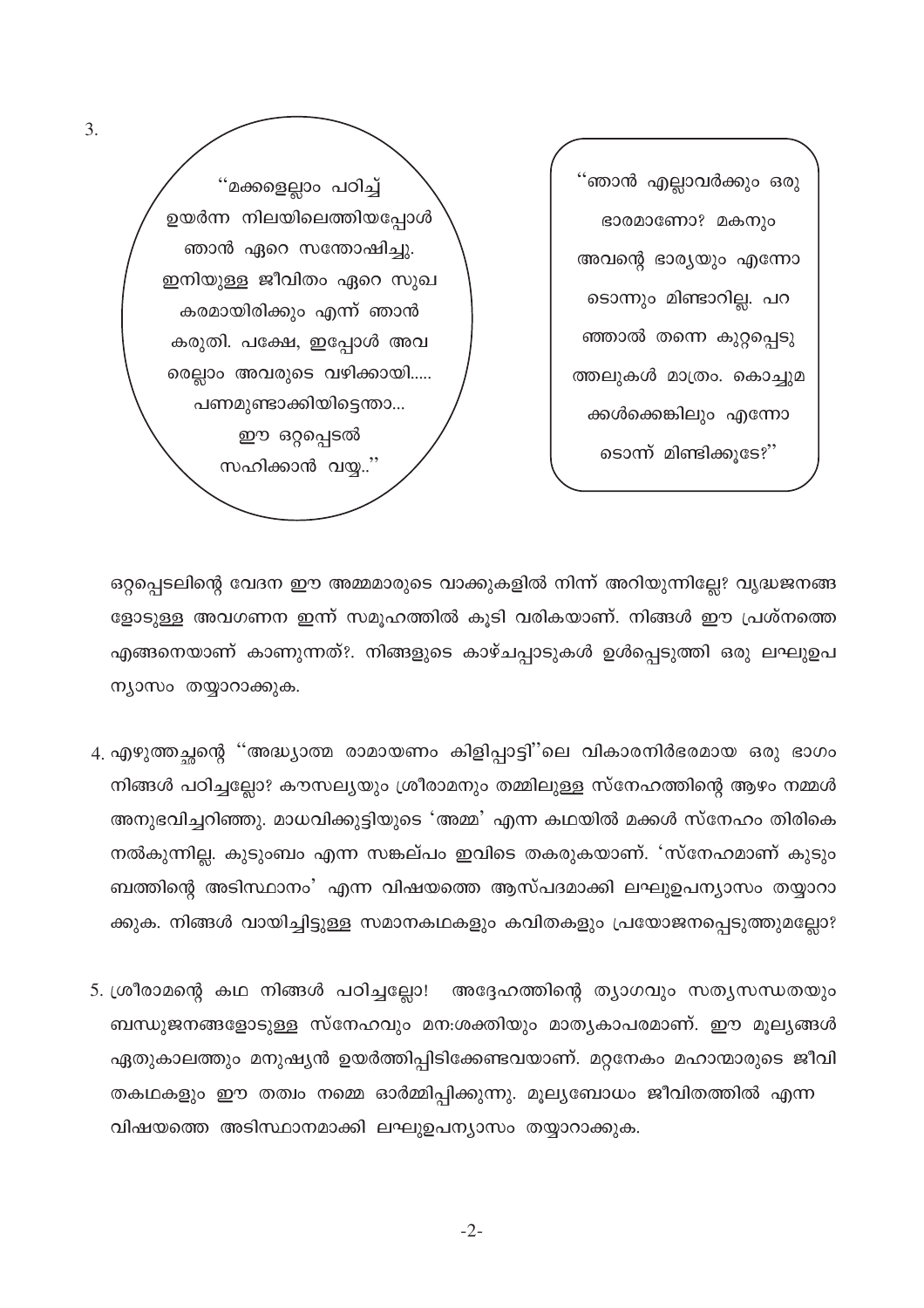3.

"മക്കളെല്ലാം പഠിച്ച് ഉയർന്ന നിലയിലെത്തിയപ്പോൾ ഞാൻ ഏറെ സന്തോഷിച്ചു. ഇനിയുള്ള ജീവിതം ഏറെ സുഖകരമായിരിക്കും എന്ന് ഞാൻ കരുതി. പക്ഷേ, ഇപ്പോൾ അവരെല്ലാം അവരുടെ വഴിക്കായി..... പണമുണ്ടാക്കിയിട്ടെന്താ... ഈ ഒറ്റപ്പെടൽ സഹിക്കാൻ വയ്യ.."

"ഞാൻ എല്ലാവർക്കും ഒരു ഭാരമാണോ? മകനും അവന്റെ ഭാര്യയും എന്നോടൊന്നും മിണ്ടാറില്ല. പറഞ്ഞാൽ തന്നെ കുറ്റപ്പെടുത്തലുകൾ മാത്രം. കൊച്ചുമക്കൾക്കെങ്കിലും എന്നോടൊന്ന് മിണ്ടിക്കൂടേ?"

ഒറ്റപ്പെടലിന്റെ വേദന ഈ അമ്മമാരുടെ വാക്കുകളിൽ നിന്ന് അറിയുന്നില്ലേ? വൃദ്ധജനങ്ങളോടുള്ള അവഗണന ഇന്ന് സമൂഹത്തിൽ കൂടി വരികയാണ്. നിങ്ങൾ ഈ പ്രശ്നത്തെ എങ്ങനെയാണ് കാണുന്നത്?. നിങ്ങളുടെ കാഴ്ചപ്പാടുകൾ ഉൾപ്പെടുത്തി ഒരു ലഘുഉപന്യാസം തയ്യാറാക്കുക.

4. എഴുത്തച്ഛന്റെ "അദ്ധ്യാത്മ രാമായണം കിളിപ്പാട്ടി"ലെ വികാരനിർഭരമായ ഒരു ഭാഗം നിങ്ങൾ പഠിച്ചല്ലോ? കൗസല്യയും ശ്രീരാമനും തമ്മിലുള്ള സ്നേഹത്തിന്റെ ആഴം നമ്മൾ അനുഭവിച്ചറിഞ്ഞു. മാധവിക്കുട്ടിയുടെ 'അമ്മ' എന്ന കഥയിൽ മക്കൾ സ്നേഹം തിരികെ നൽകുന്നില്ല. കുടുംബം എന്ന സങ്കല്പം ഇവിടെ തകരുകയാണ്. 'സ്നേഹമാണ് കുടുംബത്തിന്റെ അടിസ്ഥാനം' എന്ന വിഷയത്തെ ആസ്പദമാക്കി ലഘുഉപന്യാസം തയ്യാറാക്കുക. നിങ്ങൾ വായിച്ചിട്ടുള്ള സമാനകഥകളും കവിതകളും പ്രയോജനപ്പെടുത്തുമല്ലോ?

5. ശ്രീരാമന്റെ കഥ നിങ്ങൾ പഠിച്ചല്ലോ! അദ്ദേഹത്തിന്റെ ത്യാഗവും സത്യസന്ധതയും ബന്ധുജനങ്ങളോടുള്ള സ്നേഹവും മന:ശക്തിയും മാതൃകാപരമാണ്. ഈ മൂല്യങ്ങൾ ഏതുകാലത്തും മനുഷ്യൻ ഉയർത്തിപ്പിടിക്കേണ്ടവയാണ്. മറ്റനേകം മഹാന്മാരുടെ ജീവിതകഥകളും ഈ തത്വം നമ്മെ ഓർമ്മിപ്പിക്കുന്നു. മൂല്യബോധം ജീവിതത്തിൽ എന്ന വിഷയത്തെ അടിസ്ഥാനമാക്കി ലഘുഉപന്യാസം തയ്യാറാക്കുക.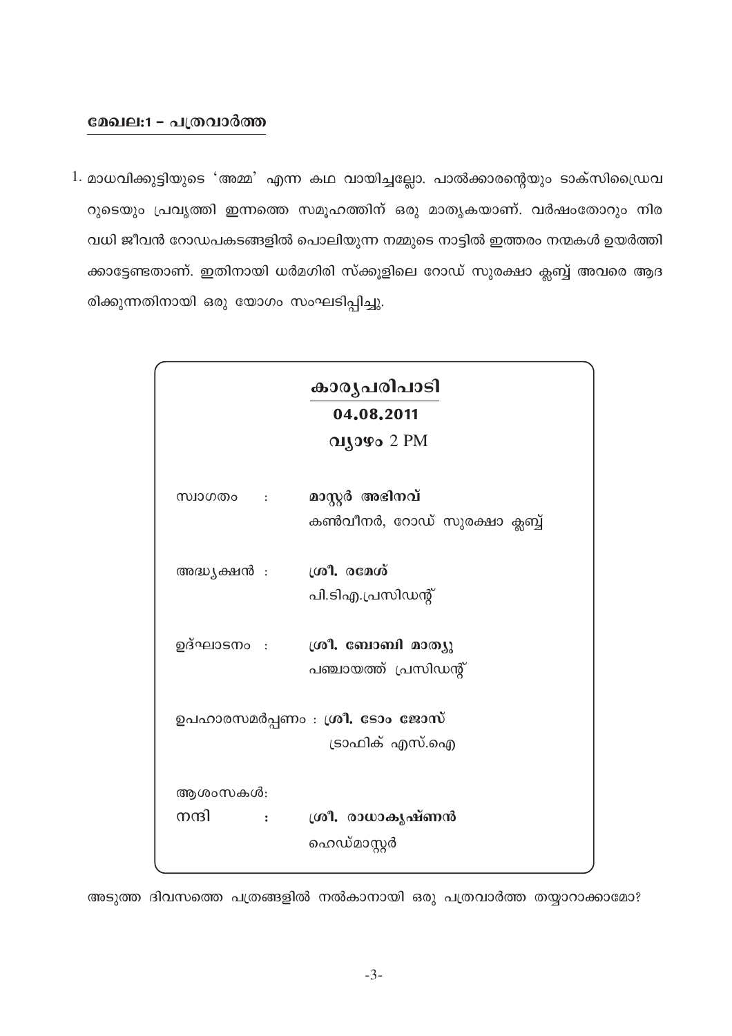## മേഖല:1 – പത്രവാർത്ത

1. മാധവിക്കുട്ടിയുടെ 'അമ്മ' എന്ന കഥ വായിച്ചല്ലോ. പാൽക്കാരന്റെയും ടാക്സിഡ്രൈവറുടെയും പ്രവൃത്തി ഇന്നത്തെ സമൂഹത്തിന് ഒരു മാതൃകയാണ്. വർഷംതോറും നിരവധി ജീവൻ റോഡപകടങ്ങളിൽ പൊലിയുന്ന നമ്മുടെ നാട്ടിൽ ഇത്തരം നന്മകൾ ഉയർത്തിക്കാട്ടേണ്ടതാണ്. ഇതിനായി ധർമഗിരി സ്കൂളിലെ റോഡ് സുരക്ഷാ ക്ലബ്ബ് അവരെ ആദരിക്കുന്നതിനായി ഒരു യോഗം സംഘടിപ്പിച്ചു.

**കാര്യപരിപാടി**

**04.08.2011**

**വ്യാഴം** 2 PM

സ്വാഗതം : **മാസ്റ്റർ അഭിനവ്**
കൺവീനർ, റോഡ് സുരക്ഷാ ക്ലബ്ബ്

അദ്ധ്യക്ഷൻ : **ശ്രീ. രമേശ്**
പി.ടിഎ.പ്രസിഡന്റ്

ഉദ്ഘാടനം : **ശ്രീ. ബോബി മാത്യു**
പഞ്ചായത്ത് പ്രസിഡന്റ്

ഉപഹാരസമർപ്പണം : **ശ്രീ. ടോം ജോസ്**
ട്രാഫിക് എസ്.ഐ

ആശംസകൾ:

നന്ദി : **ശ്രീ. രാധാകൃഷ്ണൻ**
ഹെഡ്മാസ്റ്റർ

അടുത്ത ദിവസത്തെ പത്രങ്ങളിൽ നൽകാനായി ഒരു പത്രവാർത്ത തയ്യാറാക്കാമോ?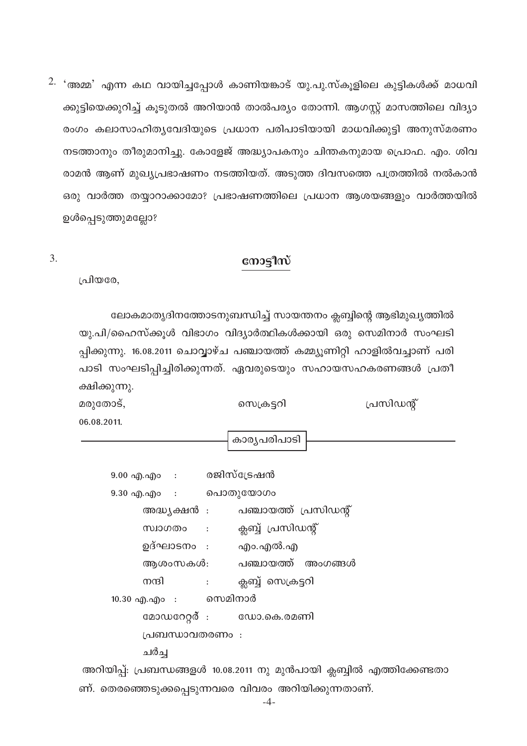2. 'അമ്മ' എന്ന കഥ വായിച്ചപ്പോൾ കാണിയങ്കാട് യു.പു.സ്കൂളിലെ കുട്ടികൾക്ക് മാധവിക്കുട്ടിയെക്കുറിച്ച് കൂടുതൽ അറിയാൻ താൽപര്യം തോന്നി. ആഗസ്റ്റ് മാസത്തിലെ വിദ്യാരംഗം കലാസാഹിത്യവേദിയുടെ പ്രധാന പരിപാടിയായി മാധവിക്കുട്ടി അനുസ്മരണം നടത്താനും തീരുമാനിച്ചു. കോളേജ് അദ്ധ്യാപകനും ചിന്തകനുമായ പ്രൊഫ. എം. ശിവരാമൻ ആണ് മുഖ്യപ്രഭാഷണം നടത്തിയത്. അടുത്ത ദിവസത്തെ പത്രത്തിൽ നൽകാൻ ഒരു വാർത്ത തയ്യാറാക്കാമോ? പ്രഭാഷണത്തിലെ പ്രധാന ആശയങ്ങളും വാർത്തയിൽ ഉൾപ്പെടുത്തുമല്ലോ?

3.

## നോട്ടീസ്

പ്രിയരേ,

ലോകമാതൃദിനത്തോടനുബന്ധിച്ച് സായന്തനം ക്ലബ്ബിന്റെ ആഭിമുഖ്യത്തിൽ യു.പി/ഹൈസ്ക്കൂൾ വിഭാഗം വിദ്യാർത്ഥികൾക്കായി ഒരു സെമിനാർ സംഘടിപ്പിക്കുന്നു. 16.08.2011 ചൊവ്വാഴ്ച പഞ്ചായത്ത് കമ്മ്യൂണിറ്റി ഹാളിൽവച്ചാണ് പരിപാടി സംഘടിപ്പിച്ചിരിക്കുന്നത്. ഏവരുടെയും സഹായസഹകരണങ്ങൾ പ്രതീക്ഷിക്കുന്നു.

മരുതോട്, സെക്രട്ടറി പ്രസിഡന്റ്
06.08.2011.

**കാര്യപരിപാടി**

9.00 എ.എം : രജിസ്ട്രേഷൻ

9.30 എ.എം : പൊതുയോഗം

- അദ്ധ്യക്ഷൻ : പഞ്ചായത്ത് പ്രസിഡന്റ്
- സ്വാഗതം : ക്ലബ്ബ് പ്രസിഡന്റ്
- ഉദ്ഘാടനം : എം.എൽ.എ
- ആശംസകൾ: പഞ്ചായത്ത് അംഗങ്ങൾ
- നന്ദി : ക്ലബ്ബ് സെക്രട്ടറി

10.30 എ.എം : സെമിനാർ

- മോഡറേറ്റർ : ഡോ.കെ.രമണി
- പ്രബന്ധാവതരണം :
- ചർച്ച

അറിയിപ്പ്: പ്രബന്ധങ്ങൾ 10.08.2011 നു മുൻപായി ക്ലബ്ബിൽ എത്തിക്കേണ്ടതാണ്. തെരഞ്ഞെടുക്കപ്പെടുന്നവരെ വിവരം അറിയിക്കുന്നതാണ്.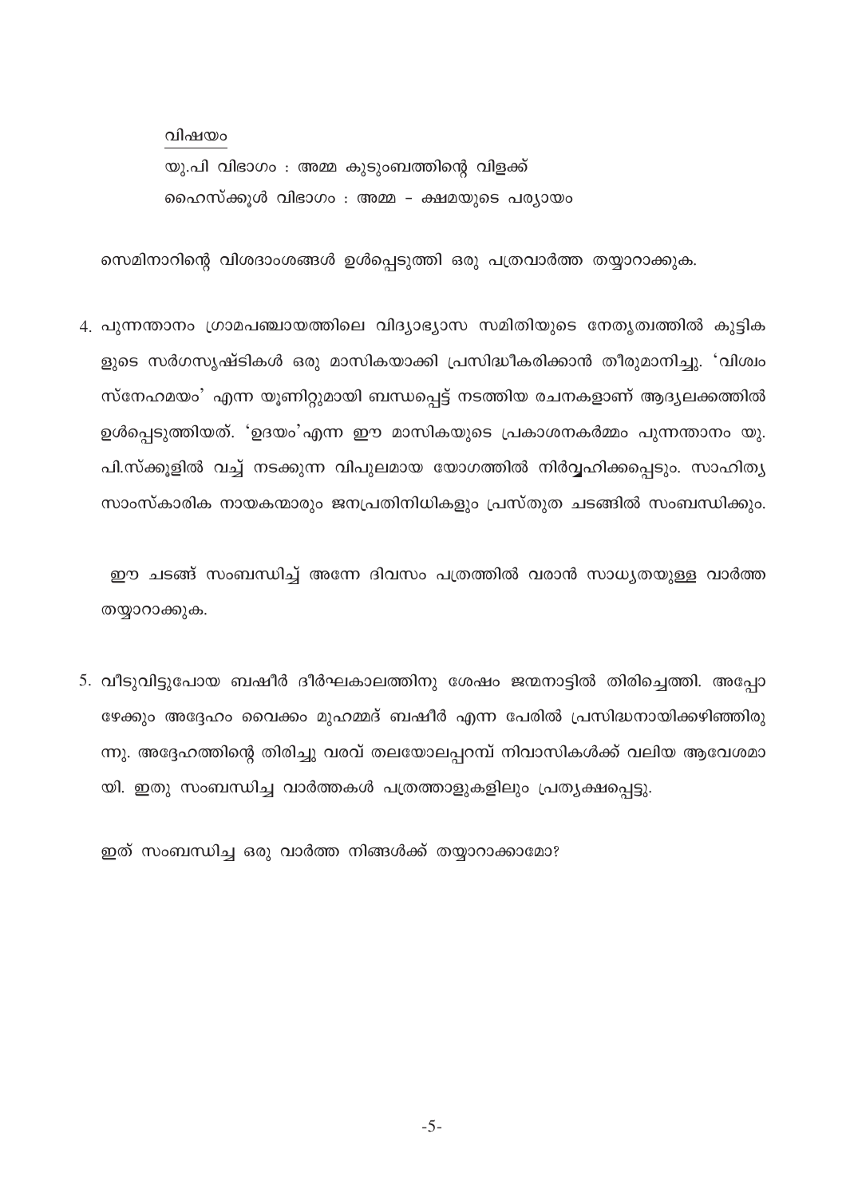<u>വിഷയം</u>

യു.പി വിഭാഗം : അമ്മ കുടുംബത്തിന്റെ വിളക്ക്

ഹൈസ്ക്കൂൾ വിഭാഗം : അമ്മ – ക്ഷമയുടെ പര്യായം

സെമിനാറിന്റെ വിശദാംശങ്ങൾ ഉൾപ്പെടുത്തി ഒരു പത്രവാർത്ത തയ്യാറാക്കുക.

4. പുന്നന്താനം ഗ്രാമപഞ്ചായത്തിലെ വിദ്യാഭ്യാസ സമിതിയുടെ നേതൃത്വത്തിൽ കുട്ടികളുടെ സർഗസൃഷ്ടികൾ ഒരു മാസികയാക്കി പ്രസിദ്ധീകരിക്കാൻ തീരുമാനിച്ചു. 'വിശ്വം സ്നേഹമയം' എന്ന യൂണിറ്റുമായി ബന്ധപ്പെട്ട് നടത്തിയ രചനകളാണ് ആദ്യലക്കത്തിൽ ഉൾപ്പെടുത്തിയത്. 'ഉദയം'എന്ന ഈ മാസികയുടെ പ്രകാശനകർമ്മം പുന്നന്താനം യു.പി.സ്ക്കൂളിൽ വച്ച് നടക്കുന്ന വിപുലമായ യോഗത്തിൽ നിർവ്വഹിക്കപ്പെടും. സാഹിത്യ സാംസ്കാരിക നായകന്മാരും ജനപ്രതിനിധികളും പ്രസ്തുത ചടങ്ങിൽ സംബന്ധിക്കും.

ഈ ചടങ്ങ് സംബന്ധിച്ച് അന്നേ ദിവസം പത്രത്തിൽ വരാൻ സാധ്യതയുള്ള വാർത്ത തയ്യാറാക്കുക.

5. വീടുവിട്ടുപോയ ബഷീർ ദീർഘകാലത്തിനു ശേഷം ജന്മനാട്ടിൽ തിരിച്ചെത്തി. അപ്പോഴേക്കും അദ്ദേഹം വൈക്കം മുഹമ്മദ് ബഷീർ എന്ന പേരിൽ പ്രസിദ്ധനായിക്കഴിഞ്ഞിരുന്നു. അദ്ദേഹത്തിന്റെ തിരിച്ചു വരവ് തലയോലപ്പറമ്പ് നിവാസികൾക്ക് വലിയ ആവേശമായി. ഇതു സംബന്ധിച്ച വാർത്തകൾ പത്രത്താളുകളിലും പ്രത്യക്ഷപ്പെട്ടു.

ഇത് സംബന്ധിച്ച ഒരു വാർത്ത നിങ്ങൾക്ക് തയ്യാറാക്കാമോ?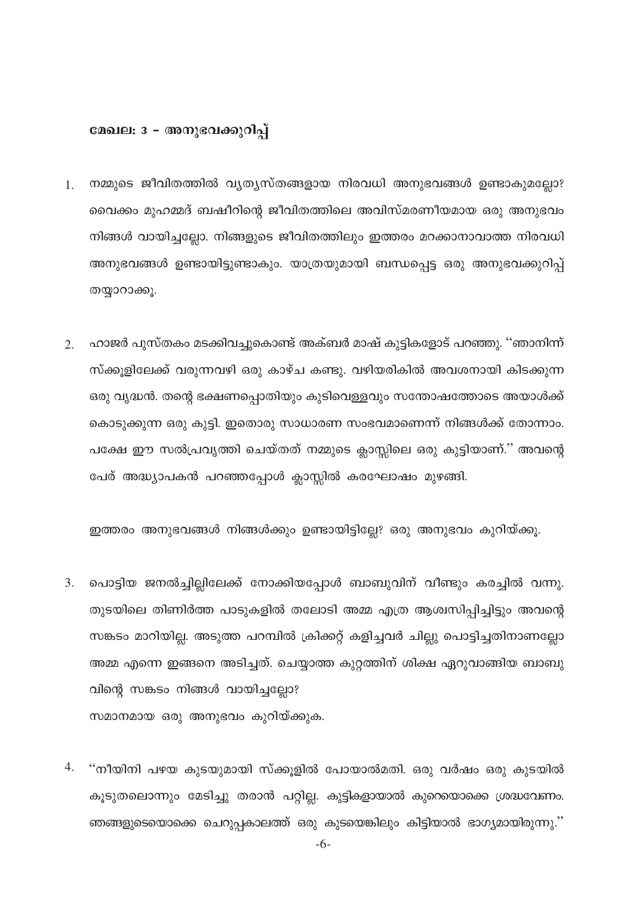## മേഖല: 3 – അനുഭവക്കുറിപ്പ്

1. നമ്മുടെ ജീവിതത്തിൽ വ്യത്യസ്തങ്ങളായ നിരവധി അനുഭവങ്ങൾ ഉണ്ടാകുമല്ലോ? വൈക്കം മുഹമ്മദ് ബഷീറിന്റെ ജീവിതത്തിലെ അവിസ്മരണീയമായ ഒരു അനുഭവം നിങ്ങൾ വായിച്ചല്ലോ. നിങ്ങളുടെ ജീവിതത്തിലും ഇത്തരം മറക്കാനാവാത്ത നിരവധി അനുഭവങ്ങൾ ഉണ്ടായിട്ടുണ്ടാകും. യാത്രയുമായി ബന്ധപ്പെട്ട ഒരു അനുഭവക്കുറിപ്പ് തയ്യാറാക്കൂ.

2. ഹാജർ പുസ്തകം മടക്കിവച്ചുകൊണ്ട് അക്ബർ മാഷ് കുട്ടികളോട് പറഞ്ഞു. ''ഞാനിന്ന് സ്കൂളിലേക്ക് വരുന്നവഴി ഒരു കാഴ്ച കണ്ടു. വഴിയരികിൽ അവശനായി കിടക്കുന്ന ഒരു വൃദ്ധൻ. തന്റെ ഭക്ഷണപ്പൊതിയും കുടിവെള്ളവും സന്തോഷത്തോടെ അയാൾക്ക് കൊടുക്കുന്ന ഒരു കുട്ടി. ഇതൊരു സാധാരണ സംഭവമാണെന്ന് നിങ്ങൾക്ക് തോന്നാം. പക്ഷേ ഈ സൽപ്രവൃത്തി ചെയ്തത് നമ്മുടെ ക്ലാസ്സിലെ ഒരു കുട്ടിയാണ്.'' അവന്റെ പേര് അദ്ധ്യാപകൻ പറഞ്ഞപ്പോൾ ക്ലാസ്സിൽ കരഘോഷം മുഴങ്ങി.

   ഇത്തരം അനുഭവങ്ങൾ നിങ്ങൾക്കും ഉണ്ടായിട്ടില്ലേ? ഒരു അനുഭവം കുറിയ്ക്കൂ.

3. പൊട്ടിയ ജനൽച്ചില്ലിലേക്ക് നോക്കിയപ്പോൾ ബാബുവിന് വീണ്ടും കരച്ചിൽ വന്നു. തുടയിലെ തിണിർത്ത പാടുകളിൽ തലോടി അമ്മ എത്ര ആശ്വസിപ്പിച്ചിട്ടും അവന്റെ സങ്കടം മാറിയില്ല. അടുത്ത പറമ്പിൽ ക്രിക്കറ്റ് കളിച്ചവർ ചില്ലു പൊട്ടിച്ചതിനാണല്ലോ അമ്മ എന്നെ ഇങ്ങനെ അടിച്ചത്. ചെയ്യാത്ത കുറ്റത്തിന് ശിക്ഷ ഏറ്റുവാങ്ങിയ ബാബുവിന്റെ സങ്കടം നിങ്ങൾ വായിച്ചല്ലോ?
   സമാനമായ ഒരു അനുഭവം കുറിയ്ക്കുക.

4. ''നീയിനി പഴയ കുടയുമായി സ്കൂളിൽ പോയാൽമതി. ഒരു വർഷം ഒരു കുടയിൽ കൂടുതലൊന്നും മേടിച്ചു തരാൻ പറ്റില്ല. കുട്ടികളായാൽ കുറെയൊക്കെ ശ്രദ്ധവേണം. ഞങ്ങളുടെയൊക്കെ ചെറുപ്പകാലത്ത് ഒരു കുടയെങ്കിലും കിട്ടിയാൽ ഭാഗ്യമായിരുന്നു.''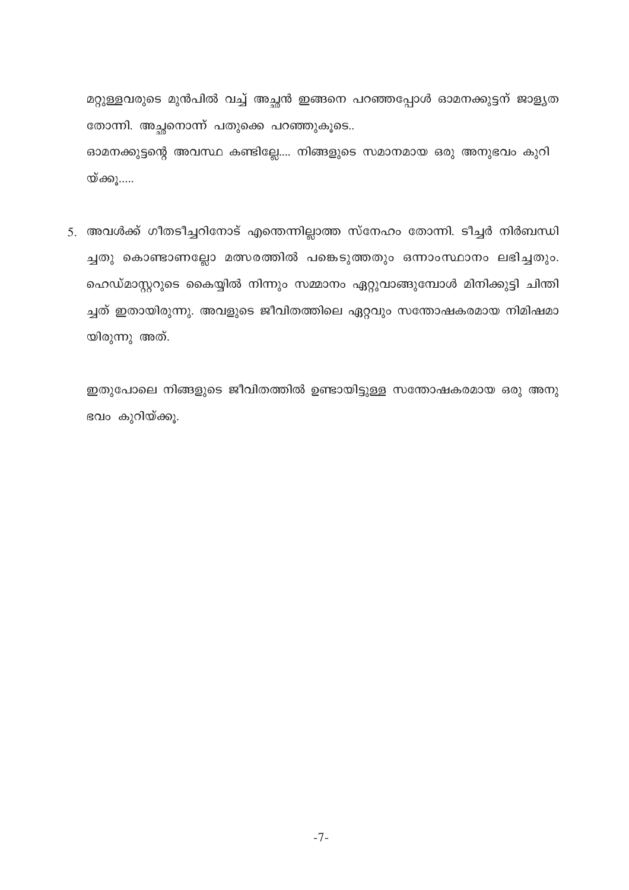മറ്റുള്ളവരുടെ മുൻപിൽ വച്ച് അച്ഛൻ ഇങ്ങനെ പറഞ്ഞപ്പോൾ ഓമനക്കുട്ടന് ജാള്യത തോന്നി. അച്ഛനൊന്ന് പതുക്കെ പറഞ്ഞുകൂടെ..

ഓമനക്കുട്ടന്റെ അവസ്ഥ കണ്ടില്ലേ.... നിങ്ങളുടെ സമാനമായ ഒരു അനുഭവം കുറിയ്ക്കൂ.....

5. അവൾക്ക് ഗീതടീച്ചറിനോട് എന്തെന്നില്ലാത്ത സ്നേഹം തോന്നി. ടീച്ചർ നിർബന്ധിച്ചതു കൊണ്ടാണല്ലോ മത്സരത്തിൽ പങ്കെടുത്തതും ഒന്നാംസ്ഥാനം ലഭിച്ചതും. ഹെഡ്മാസ്റ്ററുടെ കൈയ്യിൽ നിന്നും സമ്മാനം ഏറ്റുവാങ്ങുമ്പോൾ മിനിക്കുട്ടി ചിന്തിച്ചത് ഇതായിരുന്നു. അവളുടെ ജീവിതത്തിലെ ഏറ്റവും സന്തോഷകരമായ നിമിഷമായിരുന്നു അത്.

   ഇതുപോലെ നിങ്ങളുടെ ജീവിതത്തിൽ ഉണ്ടായിട്ടുള്ള സന്തോഷകരമായ ഒരു അനുഭവം കുറിയ്ക്കൂ.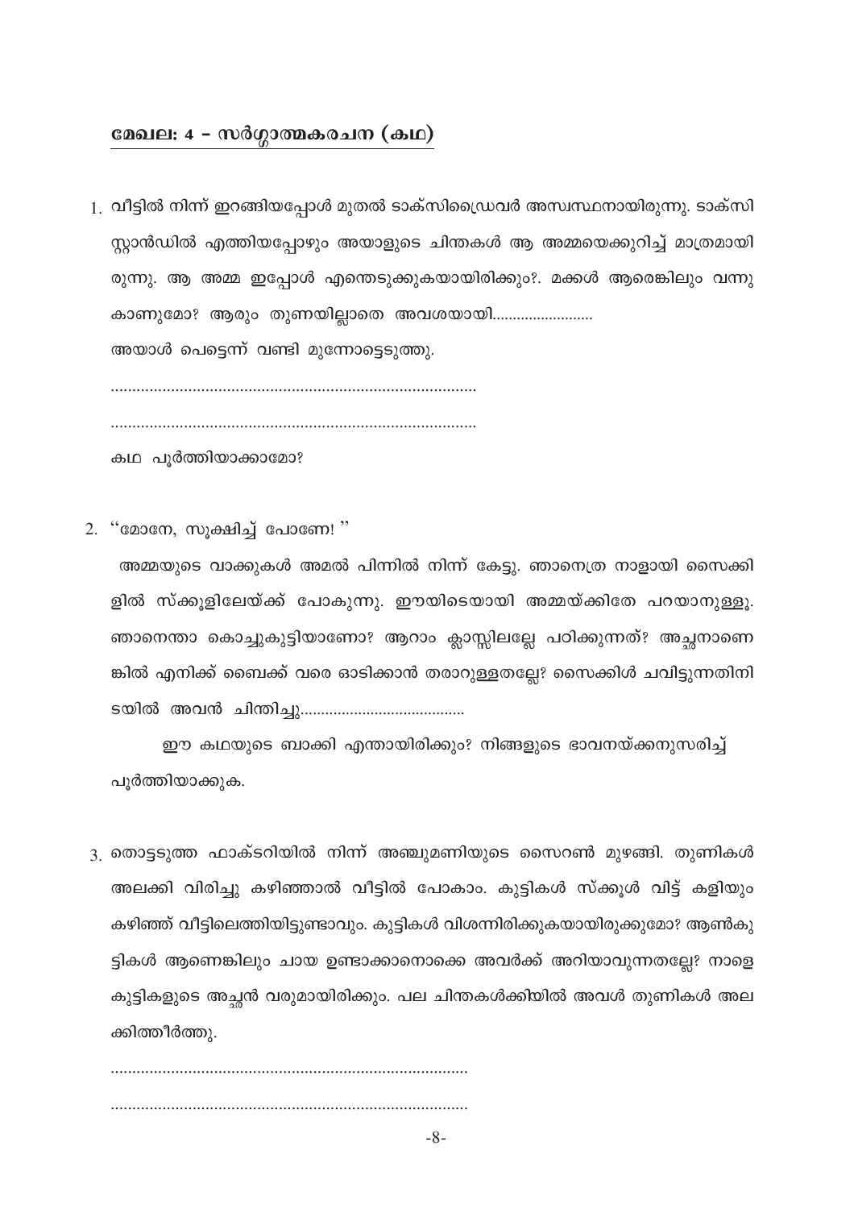## മേഖല: 4 – സർഗ്ഗാത്മകരചന (കഥ)

1. വീട്ടിൽ നിന്ന് ഇറങ്ങിയപ്പോൾ മുതൽ ടാക്സിഡ്രൈവർ അസ്വസ്ഥനായിരുന്നു. ടാക്സി സ്റ്റാൻഡിൽ എത്തിയപ്പോഴും അയാളുടെ ചിന്തകൾ ആ അമ്മയെക്കുറിച്ച് മാത്രമായിരുന്നു. ആ അമ്മ ഇപ്പോൾ എന്തെടുക്കുകയായിരിക്കും?. മക്കൾ ആരെങ്കിലും വന്നു കാണുമോ? ആരും തുണയില്ലാതെ അവശയായി........................

   അയാൾ പെട്ടെന്ന് വണ്ടി മുന്നോട്ടെടുത്തു.

   ....................................................................................

   ....................................................................................

   കഥ പൂർത്തിയാക്കാമോ?

2. "മോനേ, സൂക്ഷിച്ച് പോണേ! "

   അമ്മയുടെ വാക്കുകൾ അമൽ പിന്നിൽ നിന്ന് കേട്ടു. ഞാനെത്ര നാളായി സൈക്കിളിൽ സ്കൂളിലേയ്ക്ക് പോകുന്നു. ഈയിടെയായി അമ്മയ്ക്കിതേ പറയാനുള്ളൂ. ഞാനെന്താ കൊച്ചുകുട്ടിയാണോ? ആറാം ക്ലാസ്സിലല്ലേ പഠിക്കുന്നത്? അച്ഛനാണെങ്കിൽ എനിക്ക് ബൈക്ക് വരെ ഓടിക്കാൻ തരാറുള്ളതല്ലേ? സൈക്കിൾ ചവിട്ടുന്നതിനിടയിൽ അവൻ ചിന്തിച്ചു.......................................

   ഈ കഥയുടെ ബാക്കി എന്തായിരിക്കും? നിങ്ങളുടെ ഭാവനയ്ക്കനുസരിച്ച് പൂർത്തിയാക്കുക.

3. തൊട്ടടുത്ത ഫാക്ടറിയിൽ നിന്ന് അഞ്ചുമണിയുടെ സൈറൺ മുഴങ്ങി. തുണികൾ അലക്കി വിരിച്ചു കഴിഞ്ഞാൽ വീട്ടിൽ പോകാം. കുട്ടികൾ സ്കൂൾ വിട്ട് കളിയും കഴിഞ്ഞ് വീട്ടിലെത്തിയിട്ടുണ്ടാവും. കുട്ടികൾ വിശന്നിരിക്കുകയായിരുക്കുമോ? ആൺകുട്ടികൾ ആണെങ്കിലും ചായ ഉണ്ടാക്കാനൊക്കെ അവർക്ക് അറിയാവുന്നതല്ലേ? നാളെ കുട്ടികളുടെ അച്ഛൻ വരുമായിരിക്കും. പല ചിന്തകൾക്കിയിൽ അവൾ തുണികൾ അലക്കിത്തീർത്തു.

   ....................................................................................

   ....................................................................................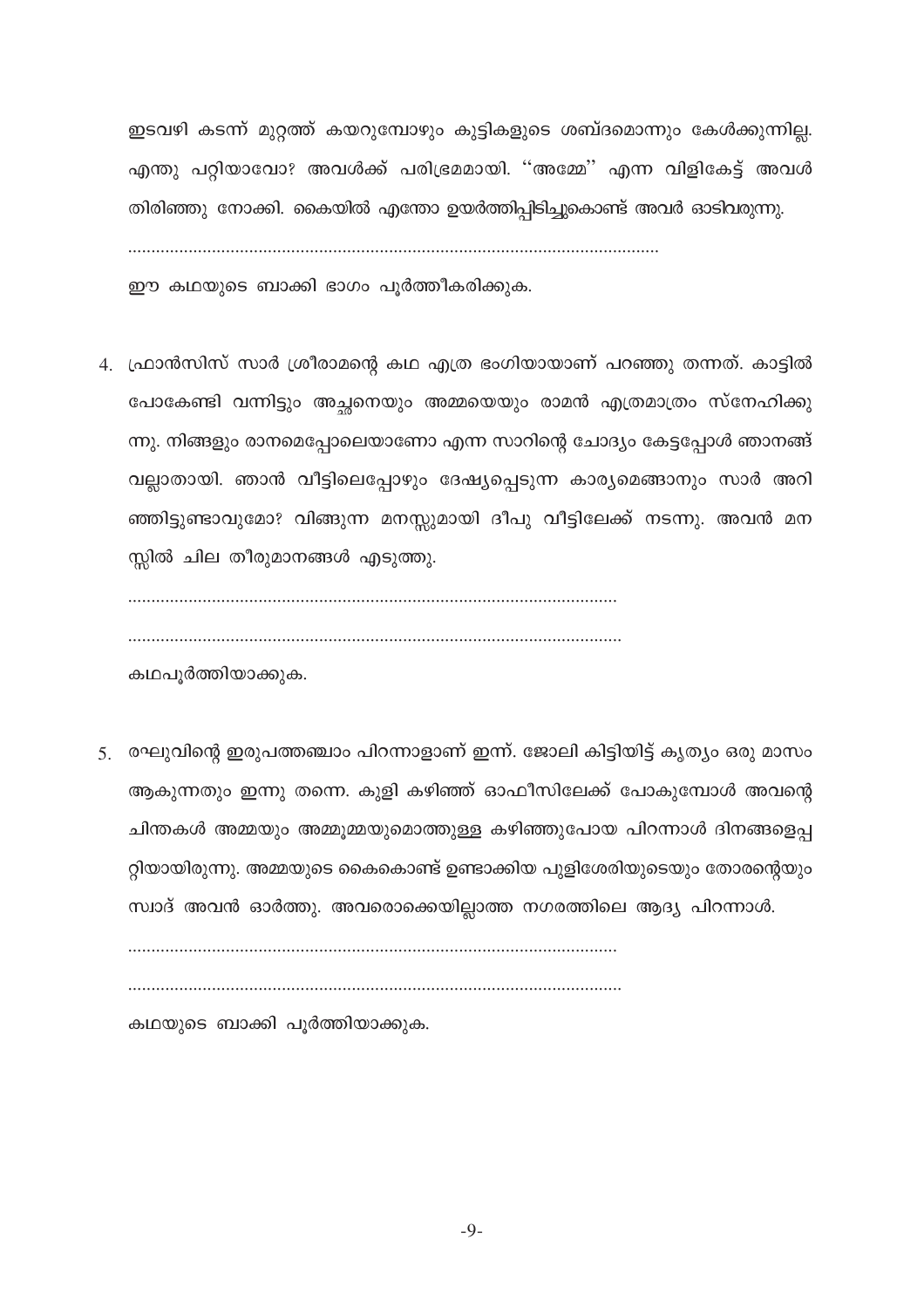ഇടവഴി കടന്ന് മുറ്റത്ത് കയറുമ്പോഴും കുട്ടികളുടെ ശബ്ദമൊന്നും കേൾക്കുന്നില്ല. എന്തു പറ്റിയാവോ? അവൾക്ക് പരിഭ്രമമായി. ''അമ്മേ'' എന്ന വിളികേട്ട് അവൾ തിരിഞ്ഞു നോക്കി. കൈയിൽ എന്തോ ഉയർത്തിപ്പിടിച്ചുകൊണ്ട് അവർ ഓടിവരുന്നു.

.................................................................................................................

ഈ കഥയുടെ ബാക്കി ഭാഗം പൂർത്തീകരിക്കുക.

4. ഫ്രാൻസിസ് സാർ ശ്രീരാമന്റെ കഥ എത്ര ഭംഗിയായാണ് പറഞ്ഞു തന്നത്. കാട്ടിൽ പോകേണ്ടി വന്നിട്ടും അച്ഛനെയും അമ്മയെയും രാമൻ എത്രമാത്രം സ്നേഹിക്കുന്നു. നിങ്ങളും രാനമെപ്പോലെയാണോ എന്ന സാറിന്റെ ചോദ്യം കേട്ടപ്പോൾ ഞാനങ്ങ് വല്ലാതായി. ഞാൻ വീട്ടിലെപ്പോഴും ദേഷ്യപ്പെടുന്ന കാര്യമെങ്ങാനും സാർ അറിഞ്ഞിട്ടുണ്ടാവുമോ? വിങ്ങുന്ന മനസ്സുമായി ദീപു വീട്ടിലേക്ക് നടന്നു. അവൻ മനസ്സിൽ ചില തീരുമാനങ്ങൾ എടുത്തു.

   .........................................................................................................

   .........................................................................................................

   കഥപൂർത്തിയാക്കുക.

5. രഘുവിന്റെ ഇരുപത്തഞ്ചാം പിറന്നാളാണ് ഇന്ന്. ജോലി കിട്ടിയിട്ട് കൃത്യം ഒരു മാസം ആകുന്നതും ഇന്നു തന്നെ. കുളി കഴിഞ്ഞ് ഓഫീസിലേക്ക് പോകുമ്പോൾ അവന്റെ ചിന്തകൾ അമ്മയും അമ്മൂമ്മയുമൊത്തുള്ള കഴിഞ്ഞുപോയ പിറന്നാൾ ദിനങ്ങളെപ്പറ്റിയായിരുന്നു. അമ്മയുടെ കൈകൊണ്ട് ഉണ്ടാക്കിയ പുളിശേരിയുടെയും തോരന്റെയും സ്വാദ് അവൻ ഓർത്തു. അവരൊക്കെയില്ലാത്ത നഗരത്തിലെ ആദ്യ പിറന്നാൾ.

   .........................................................................................................

   .........................................................................................................

   കഥയുടെ ബാക്കി പൂർത്തിയാക്കുക.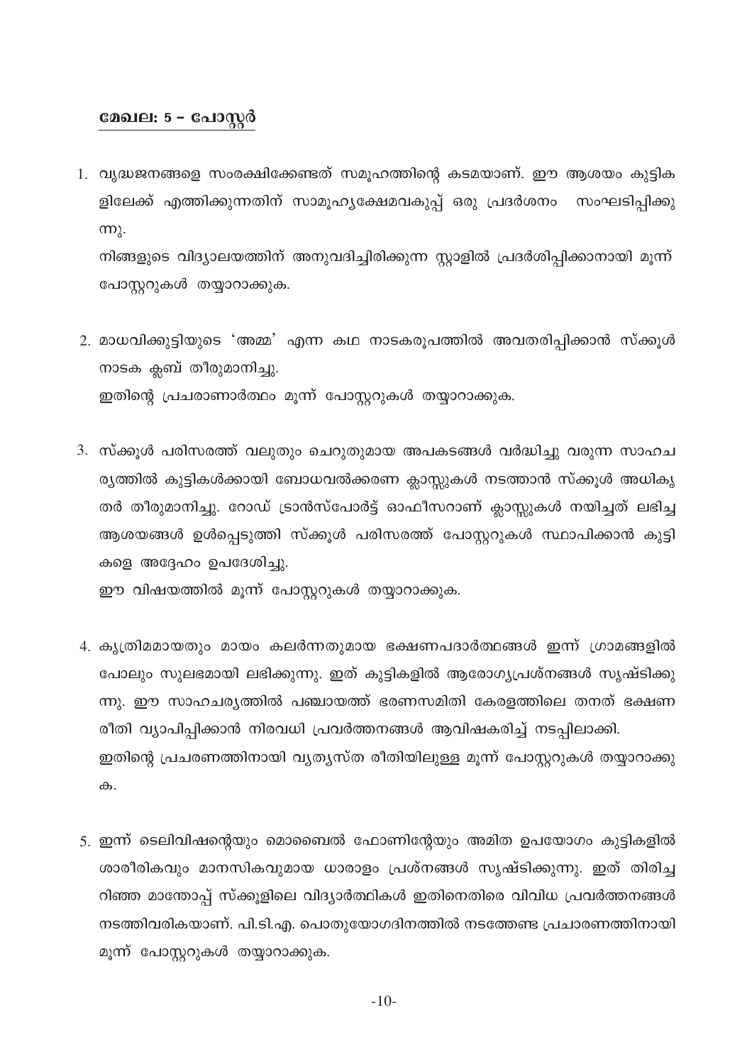## മേഖല: 5 – പോസ്റ്റർ

1. വൃദ്ധജനങ്ങളെ സംരക്ഷിക്കേണ്ടത് സമൂഹത്തിന്റെ കടമയാണ്. ഈ ആശയം കുട്ടികളിലേക്ക് എത്തിക്കുന്നതിന് സാമൂഹ്യക്ഷേമവകുപ്പ് ഒരു പ്രദർശനം സംഘടിപ്പിക്കുന്നു.
   നിങ്ങളുടെ വിദ്യാലയത്തിന് അനുവദിച്ചിരിക്കുന്ന സ്റ്റാളിൽ പ്രദർശിപ്പിക്കാനായി മൂന്ന് പോസ്റ്ററുകൾ തയ്യാറാക്കുക.

2. മാധവിക്കുട്ടിയുടെ 'അമ്മ' എന്ന കഥ നാടകരൂപത്തിൽ അവതരിപ്പിക്കാൻ സ്ക്കൂൾ നാടക ക്ലബ് തീരുമാനിച്ചു.
   ഇതിന്റെ പ്രചരാണാർത്ഥം മൂന്ന് പോസ്റ്ററുകൾ തയ്യാറാക്കുക.

3. സ്ക്കൂൾ പരിസരത്ത് വലുതും ചെറുതുമായ അപകടങ്ങൾ വർദ്ധിച്ചു വരുന്ന സാഹചര്യത്തിൽ കുട്ടികൾക്കായി ബോധവൽക്കരണ ക്ലാസ്സുകൾ നടത്താൻ സ്ക്കൂൾ അധികൃതർ തീരുമാനിച്ചു. റോഡ് ട്രാൻസ്പോർട്ട് ഓഫീസറാണ് ക്ലാസ്സുകൾ നയിച്ചത് ലഭിച്ച ആശയങ്ങൾ ഉൾപ്പെടുത്തി സ്ക്കൂൾ പരിസരത്ത് പോസ്റ്ററുകൾ സ്ഥാപിക്കാൻ കുട്ടികളെ അദ്ദേഹം ഉപദേശിച്ചു.
   ഈ വിഷയത്തിൽ മൂന്ന് പോസ്റ്ററുകൾ തയ്യാറാക്കുക.

4. കൃത്രിമമായതും മായം കലർന്നതുമായ ഭക്ഷണപദാർത്ഥങ്ങൾ ഇന്ന് ഗ്രാമങ്ങളിൽ പോലും സുലഭമായി ലഭിക്കുന്നു. ഇത് കുട്ടികളിൽ ആരോഗ്യപ്രശ്നങ്ങൾ സൃഷ്ടിക്കുന്നു. ഈ സാഹചര്യത്തിൽ പഞ്ചായത്ത് ഭരണസമിതി കേരളത്തിലെ തനത് ഭക്ഷണ രീതി വ്യാപിപ്പിക്കാൻ നിരവധി പ്രവർത്തനങ്ങൾ ആവിഷകരിച്ച് നടപ്പിലാക്കി.
   ഇതിന്റെ പ്രചരണത്തിനായി വ്യത്യസ്ത രീതിയിലുള്ള മൂന്ന് പോസ്റ്ററുകൾ തയ്യാറാക്കുക.

5. ഇന്ന് ടെലിവിഷന്റെയും മൊബൈൽ ഫോണിന്റേയും അമിത ഉപയോഗം കുട്ടികളിൽ ശാരീരികവും മാനസികവുമായ ധാരാളം പ്രശ്നങ്ങൾ സൃഷ്ടിക്കുന്നു. ഇത് തിരിച്ചറിഞ്ഞ മാന്തോപ്പ് സ്ക്കൂളിലെ വിദ്യാർത്ഥികൾ ഇതിനെതിരെ വിവിധ പ്രവർത്തനങ്ങൾ നടത്തിവരികയാണ്. പി.ടി.എ. പൊതുയോഗദിനത്തിൽ നടത്തേണ്ട പ്രചാരണത്തിനായി മൂന്ന് പോസ്റ്ററുകൾ തയ്യാറാക്കുക.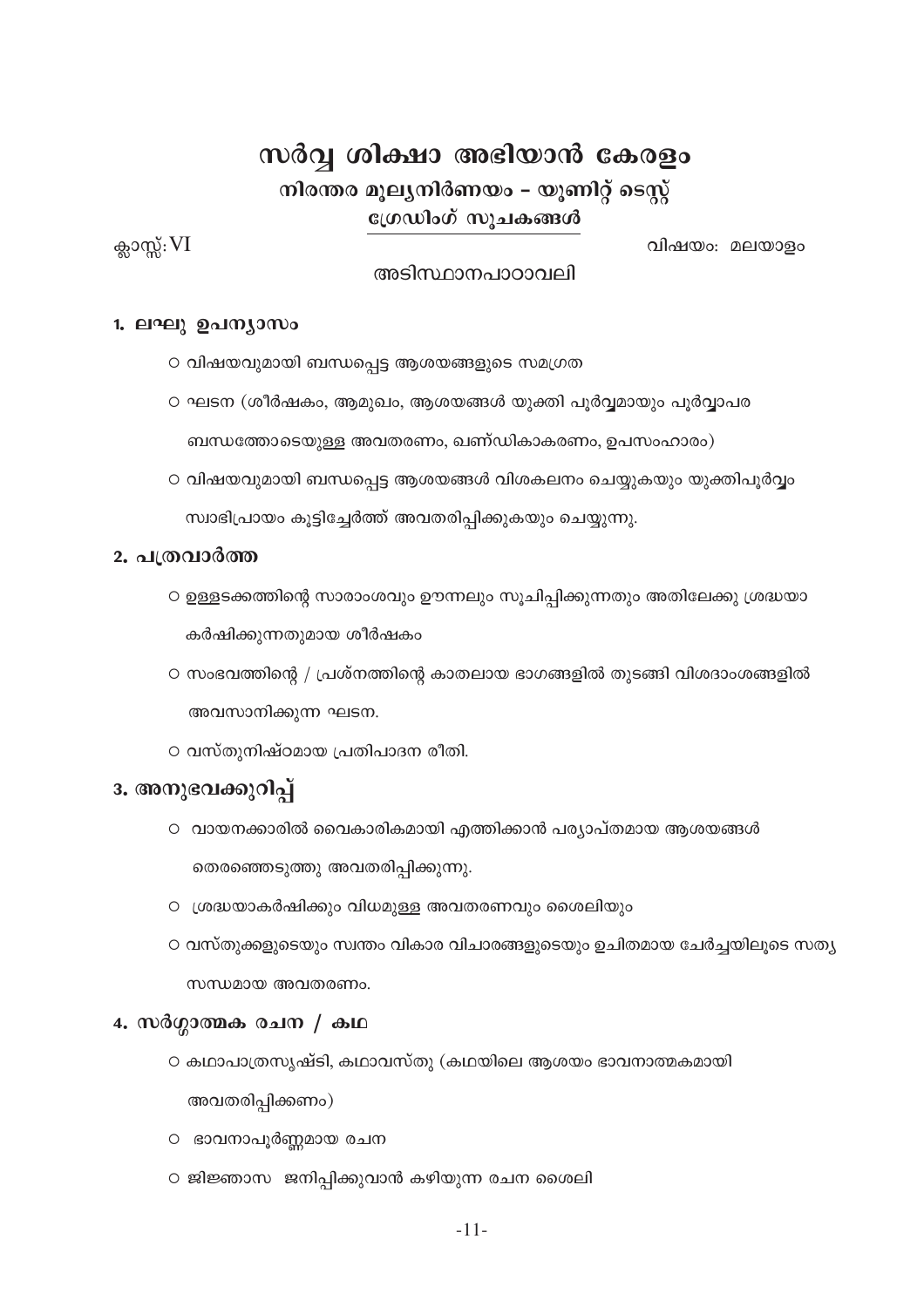# സർവ്വ ശിക്ഷാ അഭിയാൻ കേരളം

## നിരന്തര മൂല്യനിർണയം – യൂണിറ്റ് ടെസ്റ്റ്

### ഗ്രേഡിംഗ് സൂചകങ്ങൾ

ക്ലാസ്സ്: VI

വിഷയം: മലയാളം

അടിസ്ഥാനപാഠാവലി

### 1. ലഘു ഉപന്യാസം

- വിഷയവുമായി ബന്ധപ്പെട്ട ആശയങ്ങളുടെ സമഗ്രത
- ഘടന (ശീർഷകം, ആമുഖം, ആശയങ്ങൾ യുക്തി പൂർവ്വമായും പൂർവ്വാപര ബന്ധത്തോടെയുള്ള അവതരണം, ഖണ്ഡികാകരണം, ഉപസംഹാരം)
- വിഷയവുമായി ബന്ധപ്പെട്ട ആശയങ്ങൾ വിശകലനം ചെയ്യുകയും യുക്തിപൂർവ്വം സ്വാഭിപ്രായം കൂട്ടിച്ചേർത്ത് അവതരിപ്പിക്കുകയും ചെയ്യുന്നു.

### 2. പത്രവാർത്ത

- ഉള്ളടക്കത്തിന്റെ സാരാംശവും ഊന്നലും സൂചിപ്പിക്കുന്നതും അതിലേക്കു ശ്രദ്ധയാകർഷിക്കുന്നതുമായ ശീർഷകം
- സംഭവത്തിന്റെ / പ്രശ്നത്തിന്റെ കാതലായ ഭാഗങ്ങളിൽ തുടങ്ങി വിശദാംശങ്ങളിൽ അവസാനിക്കുന്ന ഘടന.
- വസ്തുനിഷ്ഠമായ പ്രതിപാദന രീതി.

### 3. അനുഭവക്കുറിപ്പ്

- വായനക്കാരിൽ വൈകാരികമായി എത്തിക്കാൻ പര്യാപ്തമായ ആശയങ്ങൾ തെരഞ്ഞെടുത്തു അവതരിപ്പിക്കുന്നു.
- ശ്രദ്ധയാകർഷിക്കും വിധമുള്ള അവതരണവും ശൈലിയും
- വസ്തുക്കളുടെയും സ്വന്തം വികാര വിചാരങ്ങളുടെയും ഉചിതമായ ചേർച്ചയിലൂടെ സത്യസന്ധമായ അവതരണം.

### 4. സർഗ്ഗാത്മക രചന / കഥ

- കഥാപാത്രസൃഷ്ടി, കഥാവസ്തു (കഥയിലെ ആശയം ഭാവനാത്മകമായി അവതരിപ്പിക്കണം)
- ഭാവനാപൂർണ്ണമായ രചന
- ജിജ്ഞാസ ജനിപ്പിക്കുവാൻ കഴിയുന്ന രചന ശൈലി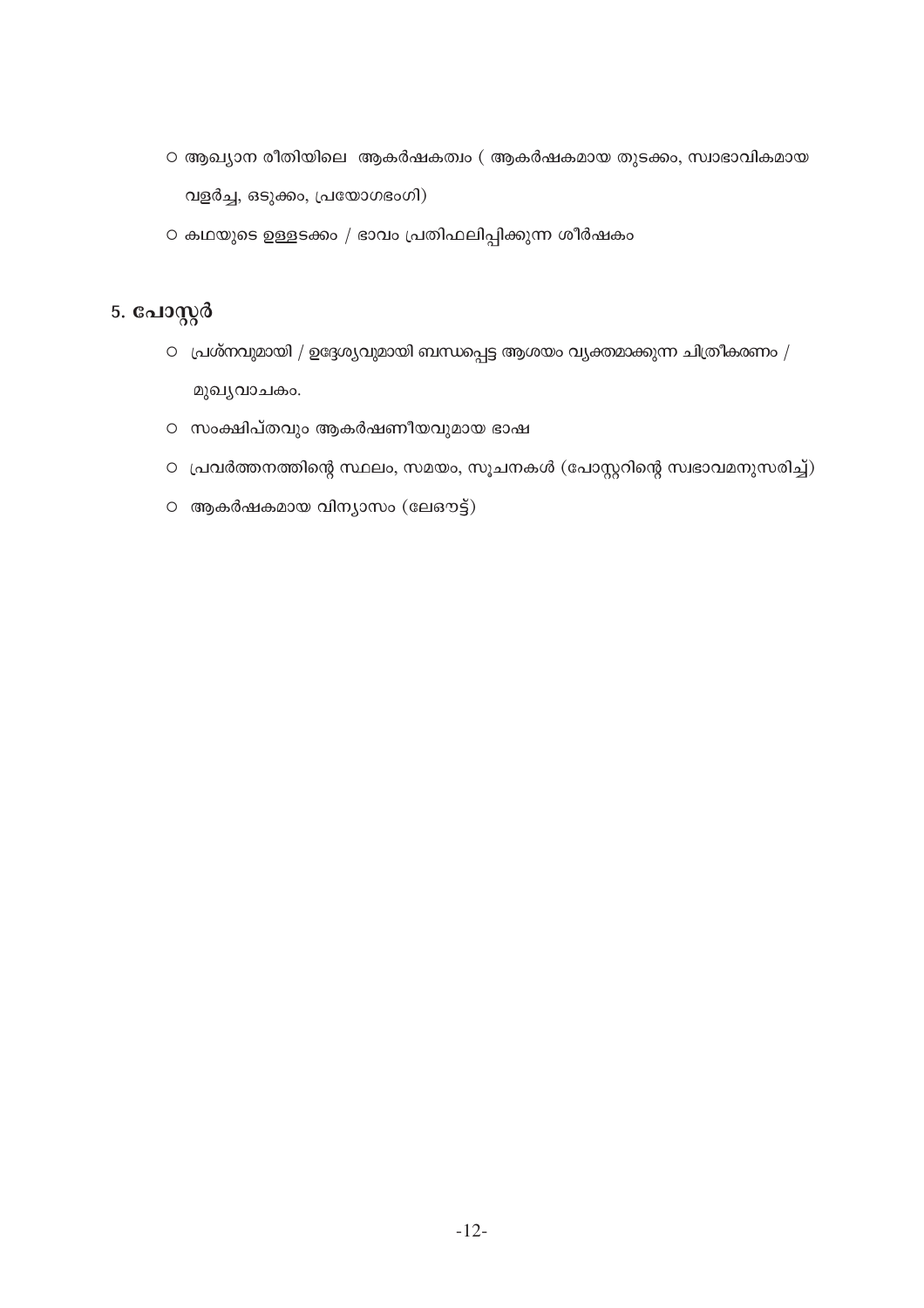- ആഖ്യാന രീതിയിലെ ആകർഷകത്വം ( ആകർഷകമായ തുടക്കം, സ്വാഭാവികമായ വളർച്ച, ഒടുക്കം, പ്രയോഗഭംഗി)
- കഥയുടെ ഉള്ളടക്കം / ഭാവം പ്രതിഫലിപ്പിക്കുന്ന ശീർഷകം

## 5. പോസ്റ്റർ

- പ്രശ്നവുമായി / ഉദ്ദേശ്യവുമായി ബന്ധപ്പെട്ട ആശയം വ്യക്തമാക്കുന്ന ചിത്രീകരണം / മുഖ്യവാചകം.
- സംക്ഷിപ്തവും ആകർഷണീയവുമായ ഭാഷ
- പ്രവർത്തനത്തിന്റെ സ്ഥലം, സമയം, സൂചനകൾ (പോസ്റ്ററിന്റെ സ്വഭാവമനുസരിച്ച്)
- ആകർഷകമായ വിന്യാസം (ലേഔട്ട്)